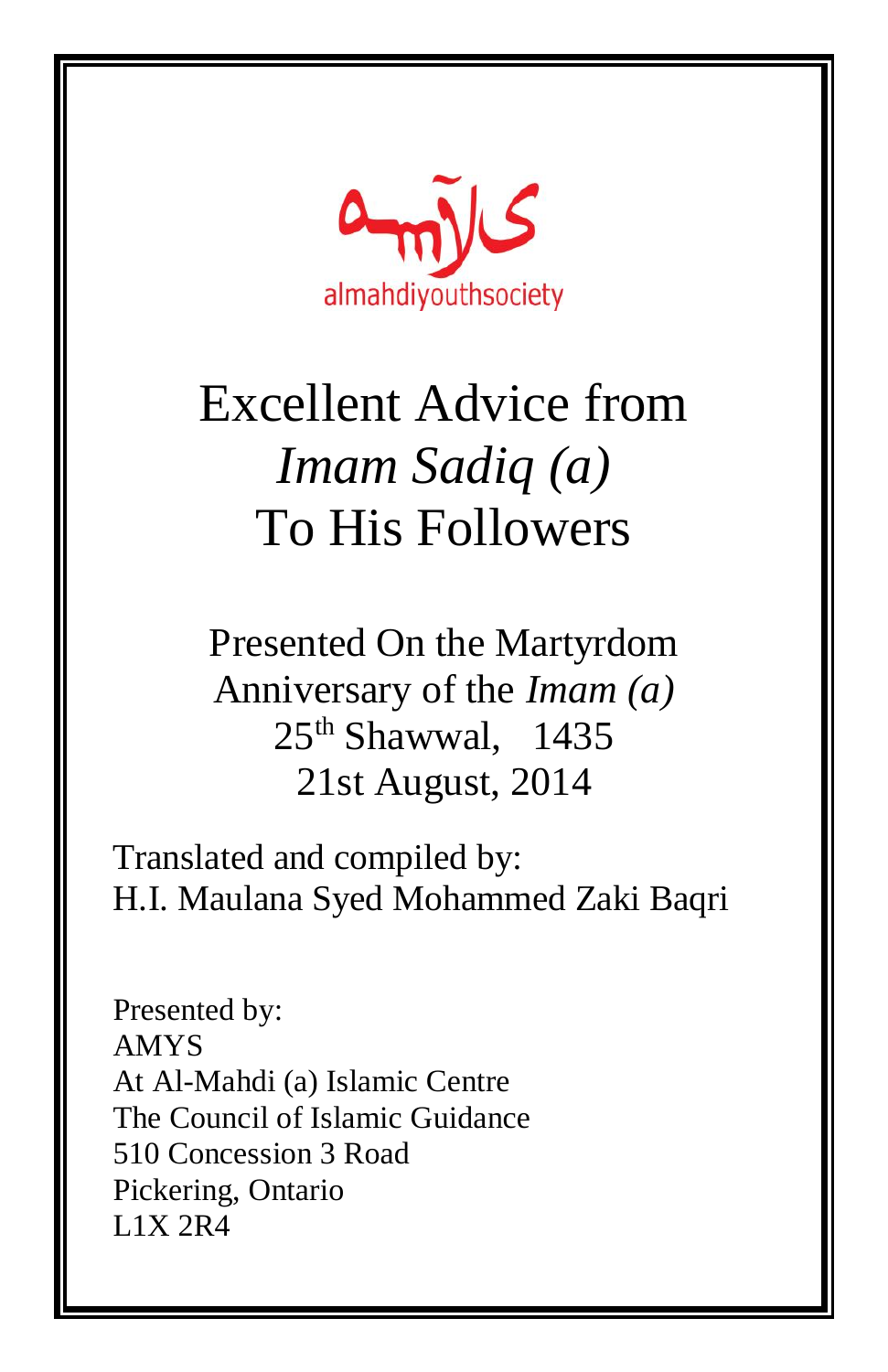almahdiyouthsociety

# Excellent Advice from *Imam Sadiq (a)* To His Followers

Presented On the Martyrdom Anniversary of the *Imam (a)*
25th Shawwal, 1435
21st August, 2014

Translated and compiled by:
H.I. Maulana Syed Mohammed Zaki Baqri

Presented by:
AMYS
At Al-Mahdi (a) Islamic Centre
The Council of Islamic Guidance
510 Concession 3 Road
Pickering, Ontario
L1X 2R4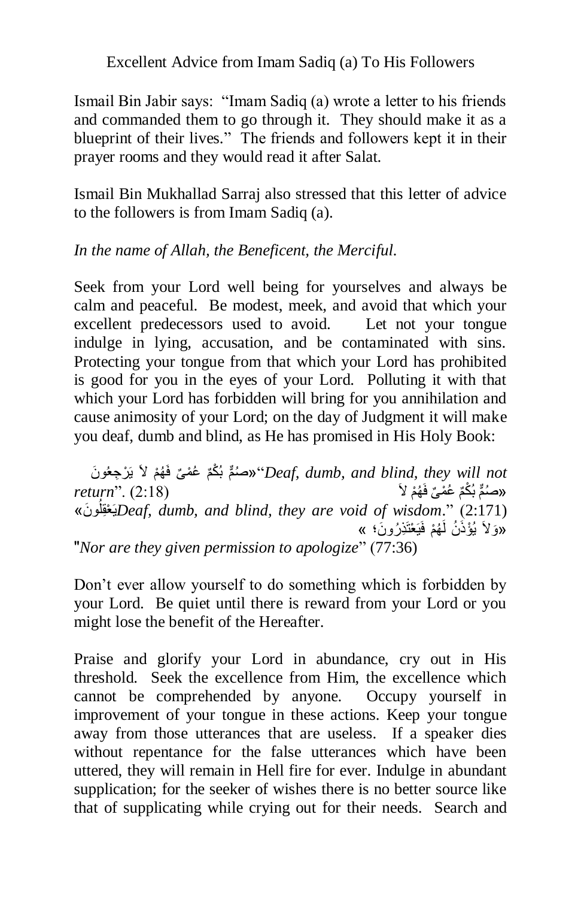Excellent Advice from Imam Sadiq (a) To His Followers

Ismail Bin Jabir says: "Imam Sadiq (a) wrote a letter to his friends and commanded them to go through it. They should make it as a blueprint of their lives." The friends and followers kept it in their prayer rooms and they would read it after Salat.

Ismail Bin Mukhallad Sarraj also stressed that this letter of advice to the followers is from Imam Sadiq (a).

*In the name of Allah, the Beneficent, the Merciful.*

Seek from your Lord well being for yourselves and always be calm and peaceful. Be modest, meek, and avoid that which your excellent predecessors used to avoid. Let not your tongue indulge in lying, accusation, and be contaminated with sins. Protecting your tongue from that which your Lord has prohibited is good for you in the eyes of your Lord. Polluting it with that which your Lord has forbidden will bring for you annihilation and cause animosity of your Lord; on the day of Judgment it will make you deaf, dumb and blind, as He has promised in His Holy Book:

«صُمٌّ بُكْمٌ عُمْىٌ فَهُمْ لاَ يَرْجِعُونَ» "*Deaf, dumb, and blind, they will not return*". (2:18)

«صُمٌّ بُكْمٌ عُمْىٌ فَهُمْ لاَ يَعْقِلُونَ» *Deaf, dumb, and blind, they are void of wisdom*." (2:171)

«وَلاَ يُؤْذَنُ لَهُمْ فَيَعْتَذِرُونَ؛ »

"*Nor are they given permission to apologize*" (77:36)

Don't ever allow yourself to do something which is forbidden by your Lord. Be quiet until there is reward from your Lord or you might lose the benefit of the Hereafter.

Praise and glorify your Lord in abundance, cry out in His threshold. Seek the excellence from Him, the excellence which cannot be comprehended by anyone. Occupy yourself in improvement of your tongue in these actions. Keep your tongue away from those utterances that are useless. If a speaker dies without repentance for the false utterances which have been uttered, they will remain in Hell fire for ever. Indulge in abundant supplication; for the seeker of wishes there is no better source like that of supplicating while crying out for their needs. Search and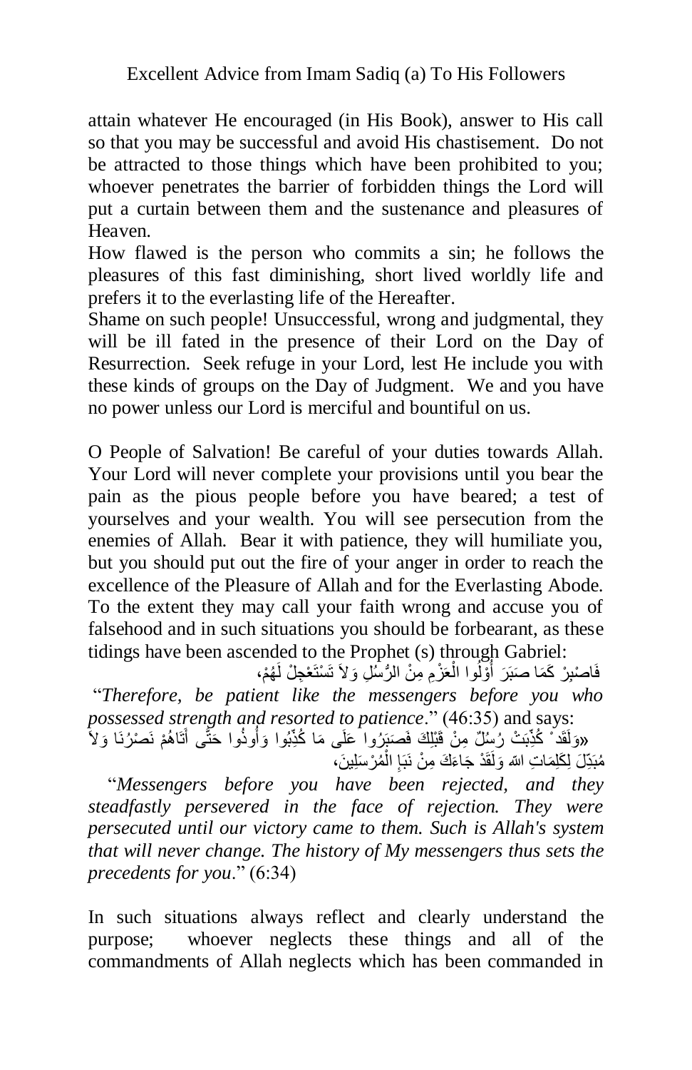attain whatever He encouraged (in His Book), answer to His call so that you may be successful and avoid His chastisement. Do not be attracted to those things which have been prohibited to you; whoever penetrates the barrier of forbidden things the Lord will put a curtain between them and the sustenance and pleasures of Heaven.

How flawed is the person who commits a sin; he follows the pleasures of this fast diminishing, short lived worldly life and prefers it to the everlasting life of the Hereafter.

Shame on such people! Unsuccessful, wrong and judgmental, they will be ill fated in the presence of their Lord on the Day of Resurrection. Seek refuge in your Lord, lest He include you with these kinds of groups on the Day of Judgment. We and you have no power unless our Lord is merciful and bountiful on us.

O People of Salvation! Be careful of your duties towards Allah. Your Lord will never complete your provisions until you bear the pain as the pious people before you have beared; a test of yourselves and your wealth. You will see persecution from the enemies of Allah. Bear it with patience, they will humiliate you, but you should put out the fire of your anger in order to reach the excellence of the Pleasure of Allah and for the Everlasting Abode. To the extent they may call your faith wrong and accuse you of falsehood and in such situations you should be forbearant, as these tidings have been ascended to the Prophet (s) through Gabriel:

فَاصْبِرْ كَمَا صَبَرَ أُوْلُوا الْعَزْمِ مِنْ الرُّسُلِ وَلاَ تَسْتَعْجِلْ لَهُمْ،

"*Therefore, be patient like the messengers before you who possessed strength and resorted to patience*." (46:35) and says:

«وَلَقَدْ كُذِّبَتْ رُسُلٌ مِنْ قَبْلِكَ فَصَبَرُوا عَلَى مَا كُذِّبُوا وَأُوذُوا حَتَّى أَتَاهُمْ نَصْرُنَا وَلاَ مُبَدِّلَ لِكَلِمَاتِ الله وَلَقَدْ جَاءَكَ مِنْ نَبَإِ الْمُرْسَلِينَ،

"*Messengers before you have been rejected, and they steadfastly persevered in the face of rejection. They were persecuted until our victory came to them. Such is Allah's system that will never change. The history of My messengers thus sets the precedents for you*." (6:34)

In such situations always reflect and clearly understand the purpose; whoever neglects these things and all of the commandments of Allah neglects which has been commanded in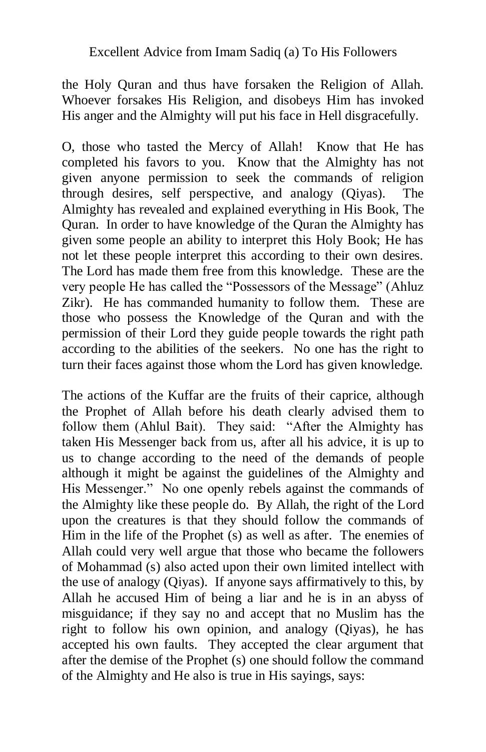the Holy Quran and thus have forsaken the Religion of Allah. Whoever forsakes His Religion, and disobeys Him has invoked His anger and the Almighty will put his face in Hell disgracefully.

O, those who tasted the Mercy of Allah! Know that He has completed his favors to you. Know that the Almighty has not given anyone permission to seek the commands of religion through desires, self perspective, and analogy (Qiyas). The Almighty has revealed and explained everything in His Book, The Quran. In order to have knowledge of the Quran the Almighty has given some people an ability to interpret this Holy Book; He has not let these people interpret this according to their own desires. The Lord has made them free from this knowledge. These are the very people He has called the "Possessors of the Message" (Ahluz Zikr). He has commanded humanity to follow them. These are those who possess the Knowledge of the Quran and with the permission of their Lord they guide people towards the right path according to the abilities of the seekers. No one has the right to turn their faces against those whom the Lord has given knowledge.

The actions of the Kuffar are the fruits of their caprice, although the Prophet of Allah before his death clearly advised them to follow them (Ahlul Bait). They said: "After the Almighty has taken His Messenger back from us, after all his advice, it is up to us to change according to the need of the demands of people although it might be against the guidelines of the Almighty and His Messenger." No one openly rebels against the commands of the Almighty like these people do. By Allah, the right of the Lord upon the creatures is that they should follow the commands of Him in the life of the Prophet (s) as well as after. The enemies of Allah could very well argue that those who became the followers of Mohammad (s) also acted upon their own limited intellect with the use of analogy (Qiyas). If anyone says affirmatively to this, by Allah he accused Him of being a liar and he is in an abyss of misguidance; if they say no and accept that no Muslim has the right to follow his own opinion, and analogy (Qiyas), he has accepted his own faults. They accepted the clear argument that after the demise of the Prophet (s) one should follow the command of the Almighty and He also is true in His sayings, says: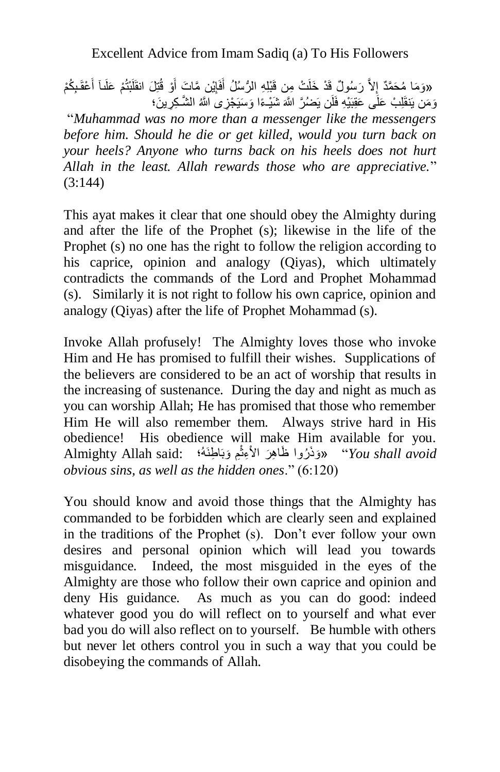Excellent Advice from Imam Sadiq (a) To His Followers

«وَمَا مُحَمَّدٌ إِلاَّ رَسُولٌ قَدْ خَلَتْ مِن قَبْلِهِ الرُّسُلُ أَفَإِيْن مَّاتَ أَوْ قُتِلَ انقَلَبْتُمْ عَلَىٰ أَعْقَـٰبِكُمْ وَمَن يَنقَلِبْ عَلَىٰ عَقِبَيْهِ فَلَن يَضُرَّ اللَّهَ شَيْـًٔا وَسَيَجْزِى اللَّهُ الشَّـٰكِرِينَ؛

"*Muhammad was no more than a messenger like the messengers before him. Should he die or get killed, would you turn back on your heels? Anyone who turns back on his heels does not hurt Allah in the least. Allah rewards those who are appreciative.*" (3:144)

This ayat makes it clear that one should obey the Almighty during and after the life of the Prophet (s); likewise in the life of the Prophet (s) no one has the right to follow the religion according to his caprice, opinion and analogy (Qiyas), which ultimately contradicts the commands of the Lord and Prophet Mohammad (s). Similarly it is not right to follow his own caprice, opinion and analogy (Qiyas) after the life of Prophet Mohammad (s).

Invoke Allah profusely! The Almighty loves those who invoke Him and He has promised to fulfill their wishes. Supplications of the believers are considered to be an act of worship that results in the increasing of sustenance. During the day and night as much as you can worship Allah; He has promised that those who remember Him He will also remember them. Always strive hard in His obedience! His obedience will make Him available for you. Almighty Allah said: «وَذَرُوا ظَاهِرَ الْإِثْمِ وَبَاطِنَهُ؛ "*You shall avoid obvious sins, as well as the hidden ones*." (6:120)

You should know and avoid those things that the Almighty has commanded to be forbidden which are clearly seen and explained in the traditions of the Prophet (s). Don't ever follow your own desires and personal opinion which will lead you towards misguidance. Indeed, the most misguided in the eyes of the Almighty are those who follow their own caprice and opinion and deny His guidance. As much as you can do good: indeed whatever good you do will reflect on to yourself and what ever bad you do will also reflect on to yourself. Be humble with others but never let others control you in such a way that you could be disobeying the commands of Allah.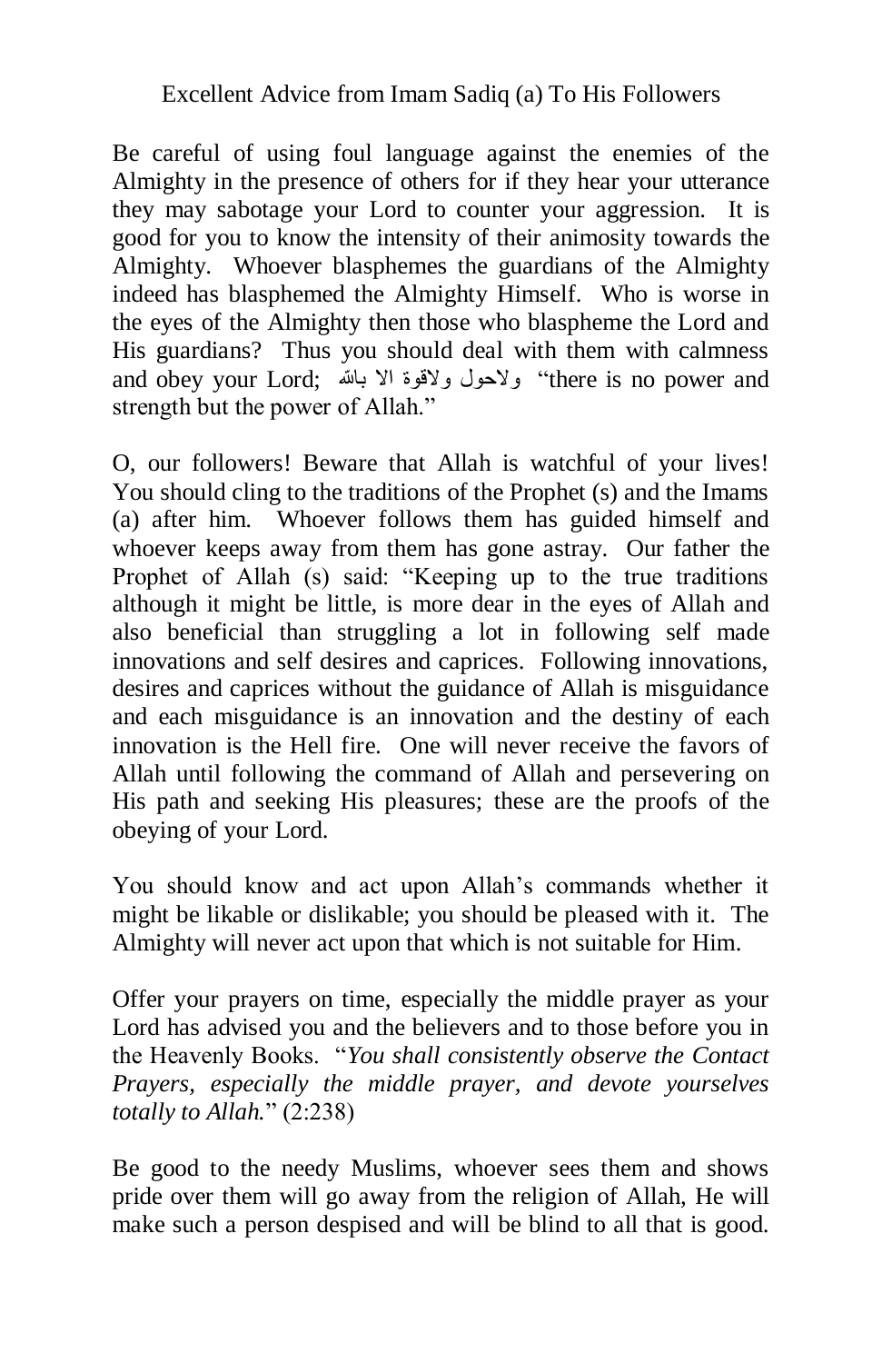Excellent Advice from Imam Sadiq (a) To His Followers

Be careful of using foul language against the enemies of the Almighty in the presence of others for if they hear your utterance they may sabotage your Lord to counter your aggression. It is good for you to know the intensity of their animosity towards the Almighty. Whoever blasphemes the guardians of the Almighty indeed has blasphemed the Almighty Himself. Who is worse in the eyes of the Almighty then those who blaspheme the Lord and His guardians? Thus you should deal with them with calmness and obey your Lord; ولاحول ولاقوة الا بالله "there is no power and strength but the power of Allah."

O, our followers! Beware that Allah is watchful of your lives! You should cling to the traditions of the Prophet (s) and the Imams (a) after him. Whoever follows them has guided himself and whoever keeps away from them has gone astray. Our father the Prophet of Allah (s) said: "Keeping up to the true traditions although it might be little, is more dear in the eyes of Allah and also beneficial than struggling a lot in following self made innovations and self desires and caprices. Following innovations, desires and caprices without the guidance of Allah is misguidance and each misguidance is an innovation and the destiny of each innovation is the Hell fire. One will never receive the favors of Allah until following the command of Allah and persevering on His path and seeking His pleasures; these are the proofs of the obeying of your Lord.

You should know and act upon Allah's commands whether it might be likable or dislikable; you should be pleased with it. The Almighty will never act upon that which is not suitable for Him.

Offer your prayers on time, especially the middle prayer as your Lord has advised you and the believers and to those before you in the Heavenly Books. "*You shall consistently observe the Contact Prayers, especially the middle prayer, and devote yourselves totally to Allah.*" (2:238)

Be good to the needy Muslims, whoever sees them and shows pride over them will go away from the religion of Allah, He will make such a person despised and will be blind to all that is good.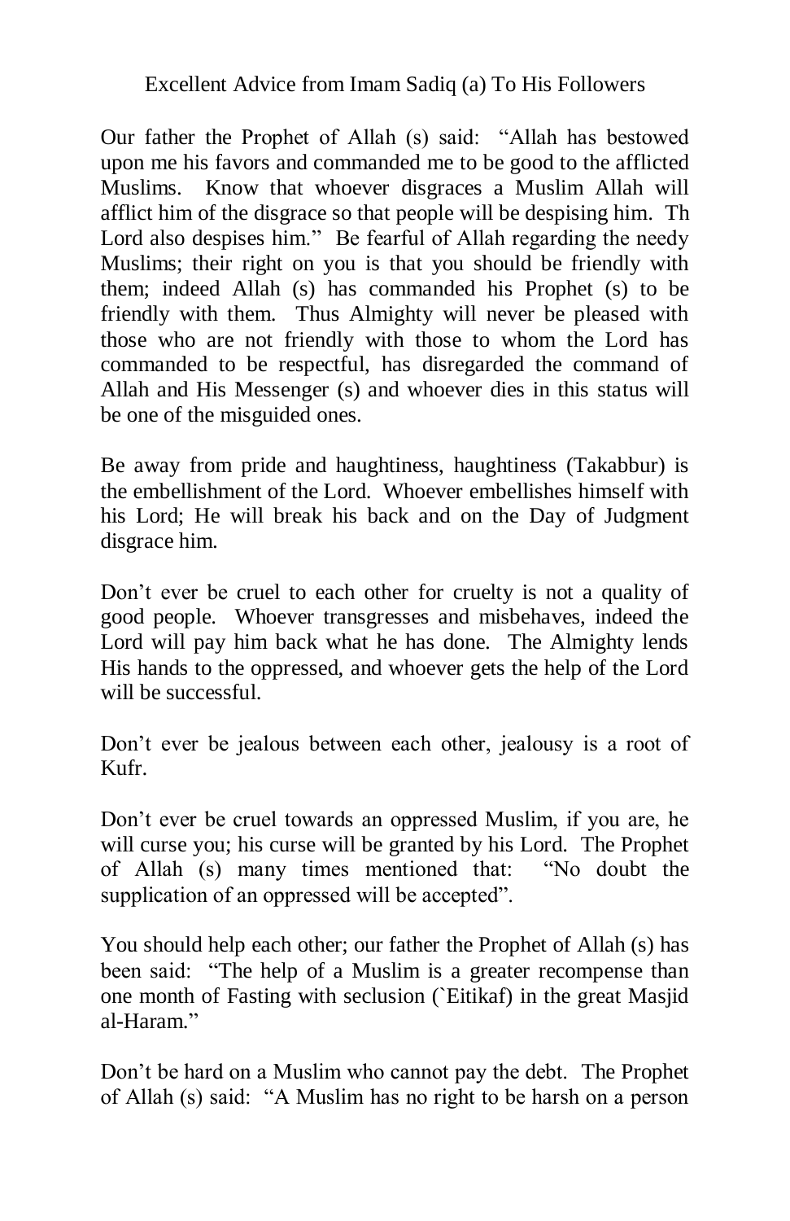Our father the Prophet of Allah (s) said: "Allah has bestowed upon me his favors and commanded me to be good to the afflicted Muslims. Know that whoever disgraces a Muslim Allah will afflict him of the disgrace so that people will be despising him. Th Lord also despises him." Be fearful of Allah regarding the needy Muslims; their right on you is that you should be friendly with them; indeed Allah (s) has commanded his Prophet (s) to be friendly with them. Thus Almighty will never be pleased with those who are not friendly with those to whom the Lord has commanded to be respectful, has disregarded the command of Allah and His Messenger (s) and whoever dies in this status will be one of the misguided ones.

Be away from pride and haughtiness, haughtiness (Takabbur) is the embellishment of the Lord. Whoever embellishes himself with his Lord; He will break his back and on the Day of Judgment disgrace him.

Don't ever be cruel to each other for cruelty is not a quality of good people. Whoever transgresses and misbehaves, indeed the Lord will pay him back what he has done. The Almighty lends His hands to the oppressed, and whoever gets the help of the Lord will be successful.

Don't ever be jealous between each other, jealousy is a root of Kufr.

Don't ever be cruel towards an oppressed Muslim, if you are, he will curse you; his curse will be granted by his Lord. The Prophet of Allah (s) many times mentioned that: "No doubt the supplication of an oppressed will be accepted".

You should help each other; our father the Prophet of Allah (s) has been said: "The help of a Muslim is a greater recompense than one month of Fasting with seclusion (`Eitikaf) in the great Masjid al-Haram."

Don't be hard on a Muslim who cannot pay the debt. The Prophet of Allah (s) said: "A Muslim has no right to be harsh on a person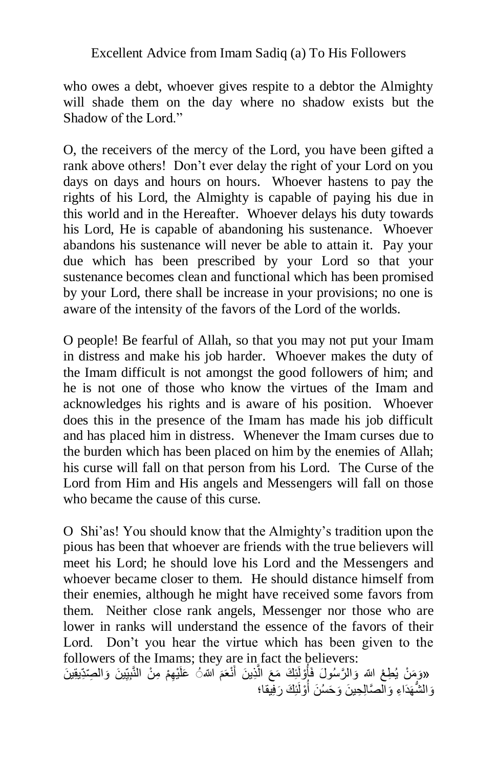who owes a debt, whoever gives respite to a debtor the Almighty will shade them on the day where no shadow exists but the Shadow of the Lord."

O, the receivers of the mercy of the Lord, you have been gifted a rank above others! Don't ever delay the right of your Lord on you days on days and hours on hours. Whoever hastens to pay the rights of his Lord, the Almighty is capable of paying his due in this world and in the Hereafter. Whoever delays his duty towards his Lord, He is capable of abandoning his sustenance. Whoever abandons his sustenance will never be able to attain it. Pay your due which has been prescribed by your Lord so that your sustenance becomes clean and functional which has been promised by your Lord, there shall be increase in your provisions; no one is aware of the intensity of the favors of the Lord of the worlds.

O people! Be fearful of Allah, so that you may not put your Imam in distress and make his job harder. Whoever makes the duty of the Imam difficult is not amongst the good followers of him; and he is not one of those who know the virtues of the Imam and acknowledges his rights and is aware of his position. Whoever does this in the presence of the Imam has made his job difficult and has placed him in distress. Whenever the Imam curses due to the burden which has been placed on him by the enemies of Allah; his curse will fall on that person from his Lord. The Curse of the Lord from Him and His angels and Messengers will fall on those who became the cause of this curse.

O Shi'as! You should know that the Almighty's tradition upon the pious has been that whoever are friends with the true believers will meet his Lord; he should love his Lord and the Messengers and whoever became closer to them. He should distance himself from their enemies, although he might have received some favors from them. Neither close rank angels, Messenger nor those who are lower in ranks will understand the essence of the favors of their Lord. Don't you hear the virtue which has been given to the followers of the Imams; they are in fact the believers:

«وَمَنْ يُطِعْ اللهَ وَالرَّسُولَ فَأُوْلَئِكَ مَعَ الَّذِينَ أَنْعَمَ اللهُ عَلَيْهِمْ مِنْ النَّبِيِّينَ وَالصِّدِّيقِينَ وَالشُّهَدَاءِ وَالصَّالِحِينَ وَحَسُنَ أُوْلَئِكَ رَفِيقا؛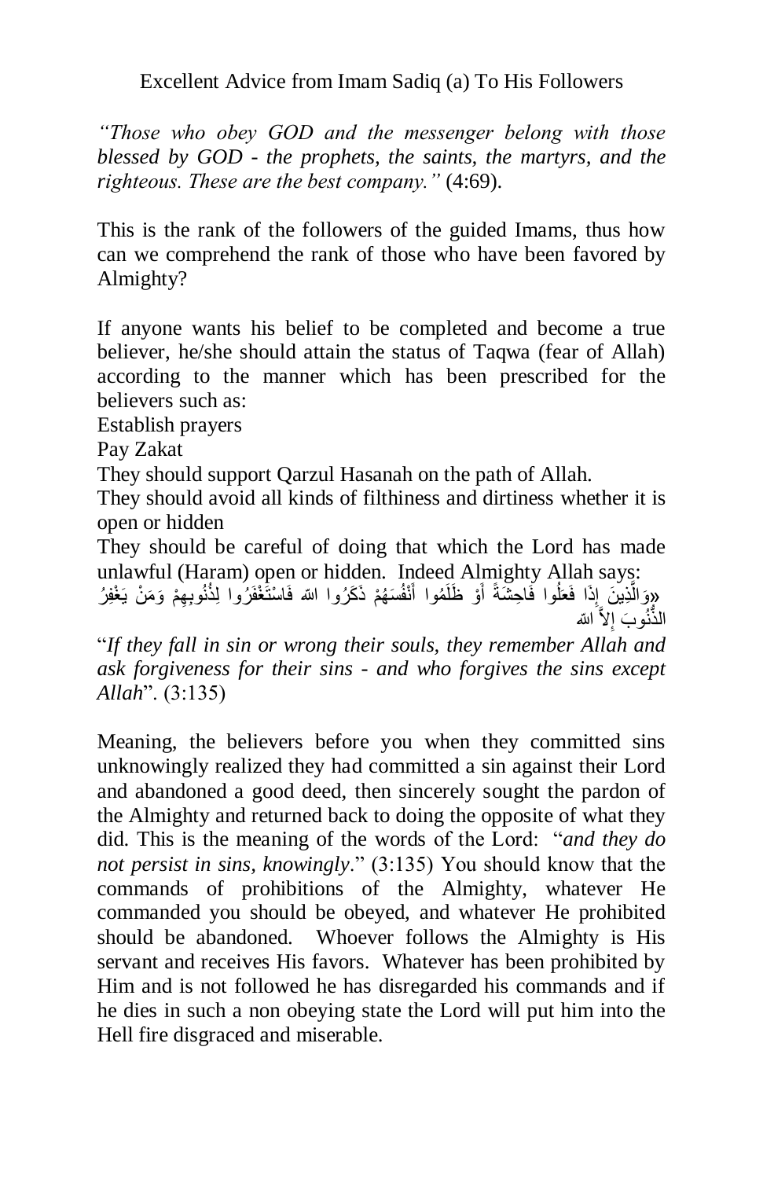Excellent Advice from Imam Sadiq (a) To His Followers

*"Those who obey GOD and the messenger belong with those blessed by GOD - the prophets, the saints, the martyrs, and the righteous. These are the best company."* (4:69).

This is the rank of the followers of the guided Imams, thus how can we comprehend the rank of those who have been favored by Almighty?

If anyone wants his belief to be completed and become a true believer, he/she should attain the status of Taqwa (fear of Allah) according to the manner which has been prescribed for the believers such as:

Establish prayers

Pay Zakat

They should support Qarzul Hasanah on the path of Allah.

They should avoid all kinds of filthiness and dirtiness whether it is open or hidden

They should be careful of doing that which the Lord has made unlawful (Haram) open or hidden. Indeed Almighty Allah says:

«وَالَّذِينَ إِذَا فَعَلُوا فَاحِشَةً أَوْ ظَلَمُوا أَنْفُسَهُمْ ذَكَرُوا الله فَاسْتَغْفَرُوا لِذُنُوبِهِمْ وَمَنْ يَغْفِرُ الذُّنُوبَ إِلاَّ الله

"*If they fall in sin or wrong their souls, they remember Allah and ask forgiveness for their sins - and who forgives the sins except Allah*". (3:135)

Meaning, the believers before you when they committed sins unknowingly realized they had committed a sin against their Lord and abandoned a good deed, then sincerely sought the pardon of the Almighty and returned back to doing the opposite of what they did. This is the meaning of the words of the Lord: "*and they do not persist in sins, knowingly*." (3:135) You should know that the commands of prohibitions of the Almighty, whatever He commanded you should be obeyed, and whatever He prohibited should be abandoned. Whoever follows the Almighty is His servant and receives His favors. Whatever has been prohibited by Him and is not followed he has disregarded his commands and if he dies in such a non obeying state the Lord will put him into the Hell fire disgraced and miserable.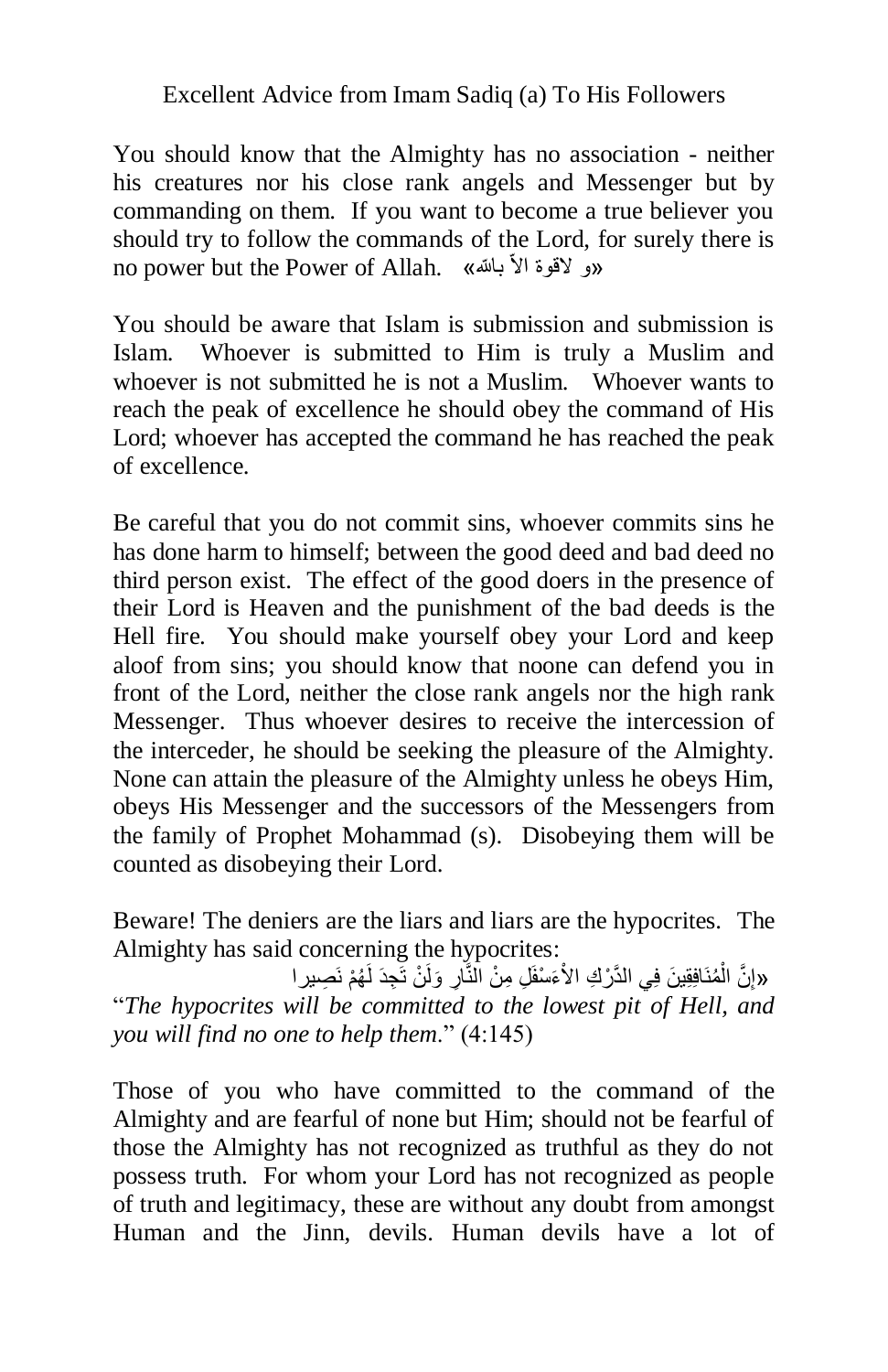Excellent Advice from Imam Sadiq (a) To His Followers

You should know that the Almighty has no association - neither his creatures nor his close rank angels and Messenger but by commanding on them. If you want to become a true believer you should try to follow the commands of the Lord, for surely there is no power but the Power of Allah. «و لاقوة الاّ بالله»

You should be aware that Islam is submission and submission is Islam. Whoever is submitted to Him is truly a Muslim and whoever is not submitted he is not a Muslim. Whoever wants to reach the peak of excellence he should obey the command of His Lord; whoever has accepted the command he has reached the peak of excellence.

Be careful that you do not commit sins, whoever commits sins he has done harm to himself; between the good deed and bad deed no third person exist. The effect of the good doers in the presence of their Lord is Heaven and the punishment of the bad deeds is the Hell fire. You should make yourself obey your Lord and keep aloof from sins; you should know that noone can defend you in front of the Lord, neither the close rank angels nor the high rank Messenger. Thus whoever desires to receive the intercession of the interceder, he should be seeking the pleasure of the Almighty. None can attain the pleasure of the Almighty unless he obeys Him, obeys His Messenger and the successors of the Messengers from the family of Prophet Mohammad (s). Disobeying them will be counted as disobeying their Lord.

Beware! The deniers are the liars and liars are the hypocrites. The Almighty has said concerning the hypocrites:

«إِنَّ الْمُنَافِقِينَ فِي الدَّرْكِ الأَسْفَلِ مِنْ النَّارِ وَلَنْ تَجِدَ لَهُمْ نَصِيرا

"*The hypocrites will be committed to the lowest pit of Hell, and you will find no one to help them*." (4:145)

Those of you who have committed to the command of the Almighty and are fearful of none but Him; should not be fearful of those the Almighty has not recognized as truthful as they do not possess truth. For whom your Lord has not recognized as people of truth and legitimacy, these are without any doubt from amongst Human and the Jinn, devils. Human devils have a lot of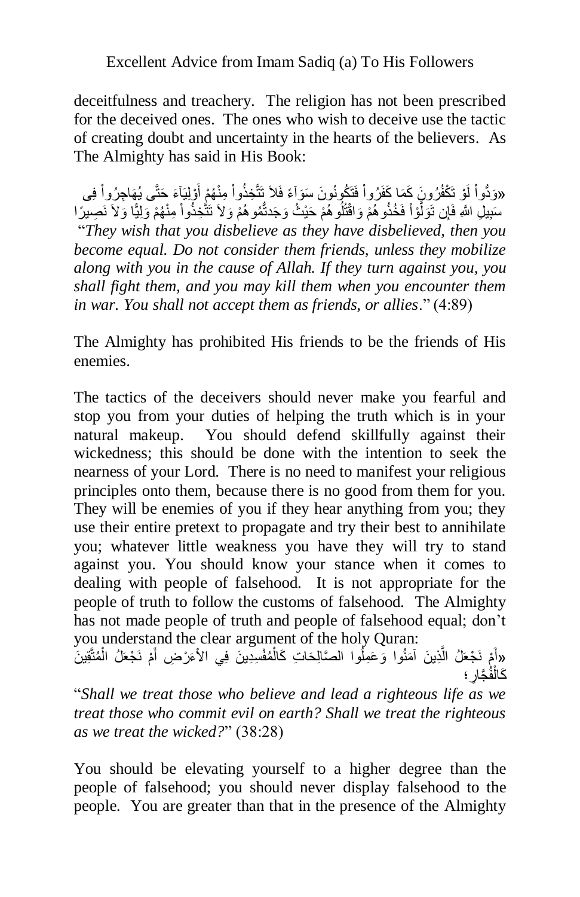deceitfulness and treachery. The religion has not been prescribed for the deceived ones. The ones who wish to deceive use the tactic of creating doubt and uncertainty in the hearts of the believers. As The Almighty has said in His Book:

«وَدُّواْ لَوْ تَكْفُرُونَ كَمَا كَفَرُواْ فَتَكُونُونَ سَوَآءً فَلاَ تَتَّخِذُواْ مِنْهُمْ أَوْلِيَآءَ حَتَّى يُهَاجِرُواْ فِى سَبِيلِ اللَّهِ فَإِن تَوَلَّوْاْ فَخُذُوهُمْ وَاقْتُلُوهُمْ حَيْثُ وَجَدتُّمُوهُمْ وَلاَ تَتَّخِذُواْ مِنْهُمْ وَلِيًّا وَلاَ نَصِيرًا

"*They wish that you disbelieve as they have disbelieved, then you become equal. Do not consider them friends, unless they mobilize along with you in the cause of Allah. If they turn against you, you shall fight them, and you may kill them when you encounter them in war. You shall not accept them as friends, or allies*." (4:89)

The Almighty has prohibited His friends to be the friends of His enemies.

The tactics of the deceivers should never make you fearful and stop you from your duties of helping the truth which is in your natural makeup. You should defend skillfully against their wickedness; this should be done with the intention to seek the nearness of your Lord. There is no need to manifest your religious principles onto them, because there is no good from them for you. They will be enemies of you if they hear anything from you; they use their entire pretext to propagate and try their best to annihilate you; whatever little weakness you have they will try to stand against you. You should know your stance when it comes to dealing with people of falsehood. It is not appropriate for the people of truth to follow the customs of falsehood. The Almighty has not made people of truth and people of falsehood equal; don't you understand the clear argument of the holy Quran:

«أَمْ نَجْعَلُ الَّذِينَ آمَنُوا وَعَمِلُوا الصَّالِحَاتِ كَالْمُفْسِدِينَ فِي الأَرْضِ أَمْ نَجْعَلُ الْمُتَّقِينَ كَالْفُجَّارِ؛

"*Shall we treat those who believe and lead a righteous life as we treat those who commit evil on earth? Shall we treat the righteous as we treat the wicked?*" (38:28)

You should be elevating yourself to a higher degree than the people of falsehood; you should never display falsehood to the people. You are greater than that in the presence of the Almighty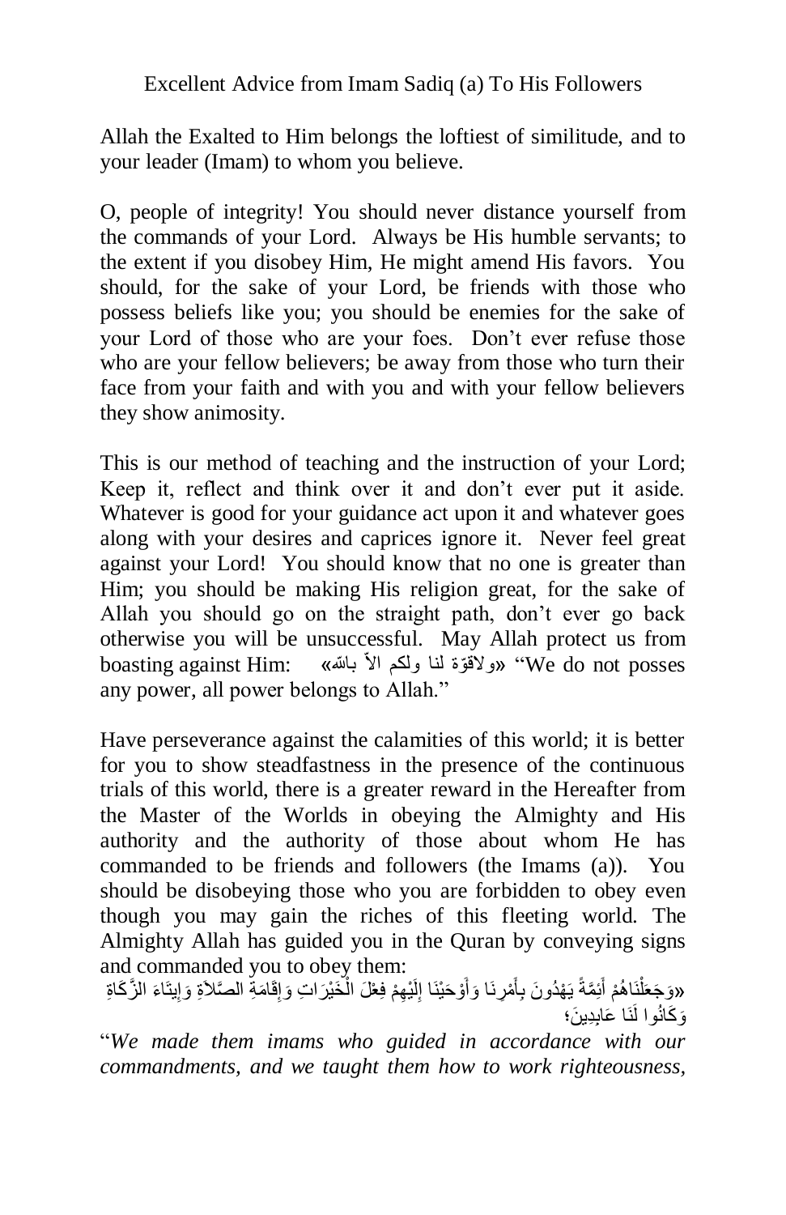Excellent Advice from Imam Sadiq (a) To His Followers

Allah the Exalted to Him belongs the loftiest of similitude, and to your leader (Imam) to whom you believe.

O, people of integrity! You should never distance yourself from the commands of your Lord. Always be His humble servants; to the extent if you disobey Him, He might amend His favors. You should, for the sake of your Lord, be friends with those who possess beliefs like you; you should be enemies for the sake of your Lord of those who are your foes. Don't ever refuse those who are your fellow believers; be away from those who turn their face from your faith and with you and with your fellow believers they show animosity.

This is our method of teaching and the instruction of your Lord; Keep it, reflect and think over it and don't ever put it aside. Whatever is good for your guidance act upon it and whatever goes along with your desires and caprices ignore it. Never feel great against your Lord! You should know that no one is greater than Him; you should be making His religion great, for the sake of Allah you should go on the straight path, don't ever go back otherwise you will be unsuccessful. May Allah protect us from boasting against Him: «ولاقوّة لنا ولكم الاّ بالله» "We do not posses any power, all power belongs to Allah."

Have perseverance against the calamities of this world; it is better for you to show steadfastness in the presence of the continuous trials of this world, there is a greater reward in the Hereafter from the Master of the Worlds in obeying the Almighty and His authority and the authority of those about whom He has commanded to be friends and followers (the Imams (a)). You should be disobeying those who you are forbidden to obey even though you may gain the riches of this fleeting world. The Almighty Allah has guided you in the Quran by conveying signs and commanded you to obey them:

«وَجَعَلْنَاهُمْ أَئِمَّةً يَهْدُونَ بِأَمْرِنَا وَأَوْحَيْنَا إِلَيْهِمْ فِعْلَ الْخَيْرَاتِ وَإِقَامَةِ الصَّلاَةِ وَإِيتَاءَ الزَّكَاةِ وَكَانُوا لَنَا عَابِدِينَ؛

"*We made them imams who guided in accordance with our commandments, and we taught them how to work righteousness,*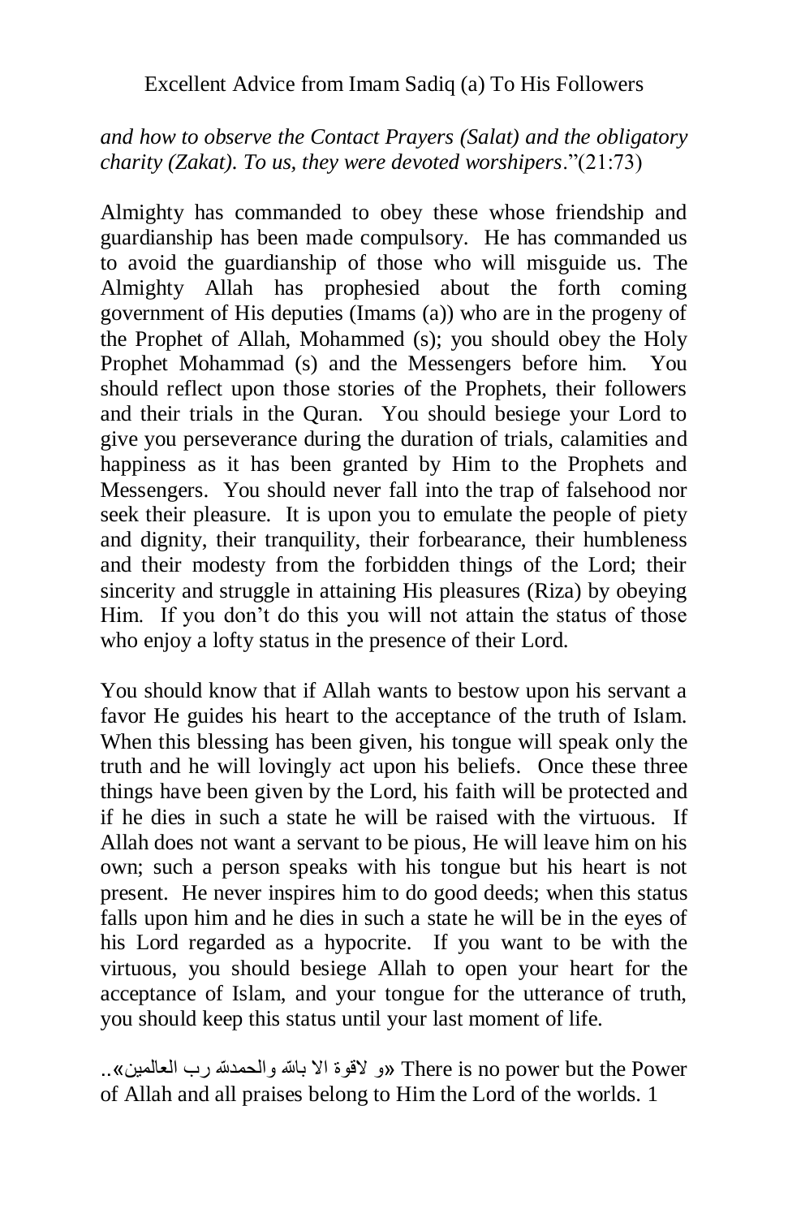*and how to observe the Contact Prayers (Salat) and the obligatory charity (Zakat). To us, they were devoted worshipers*."(21:73)

Almighty has commanded to obey these whose friendship and guardianship has been made compulsory. He has commanded us to avoid the guardianship of those who will misguide us. The Almighty Allah has prophesied about the forth coming government of His deputies (Imams (a)) who are in the progeny of the Prophet of Allah, Mohammed (s); you should obey the Holy Prophet Mohammad (s) and the Messengers before him. You should reflect upon those stories of the Prophets, their followers and their trials in the Quran. You should besiege your Lord to give you perseverance during the duration of trials, calamities and happiness as it has been granted by Him to the Prophets and Messengers. You should never fall into the trap of falsehood nor seek their pleasure. It is upon you to emulate the people of piety and dignity, their tranquility, their forbearance, their humbleness and their modesty from the forbidden things of the Lord; their sincerity and struggle in attaining His pleasures (Riza) by obeying Him. If you don't do this you will not attain the status of those who enjoy a lofty status in the presence of their Lord.

You should know that if Allah wants to bestow upon his servant a favor He guides his heart to the acceptance of the truth of Islam. When this blessing has been given, his tongue will speak only the truth and he will lovingly act upon his beliefs. Once these three things have been given by the Lord, his faith will be protected and if he dies in such a state he will be raised with the virtuous. If Allah does not want a servant to be pious, He will leave him on his own; such a person speaks with his tongue but his heart is not present. He never inspires him to do good deeds; when this status falls upon him and he dies in such a state he will be in the eyes of his Lord regarded as a hypocrite. If you want to be with the virtuous, you should besiege Allah to open your heart for the acceptance of Islam, and your tongue for the utterance of truth, you should keep this status until your last moment of life.

..«و لاقوة الا بالله والحمدلله رب العالمين» There is no power but the Power of Allah and all praises belong to Him the Lord of the worlds. 1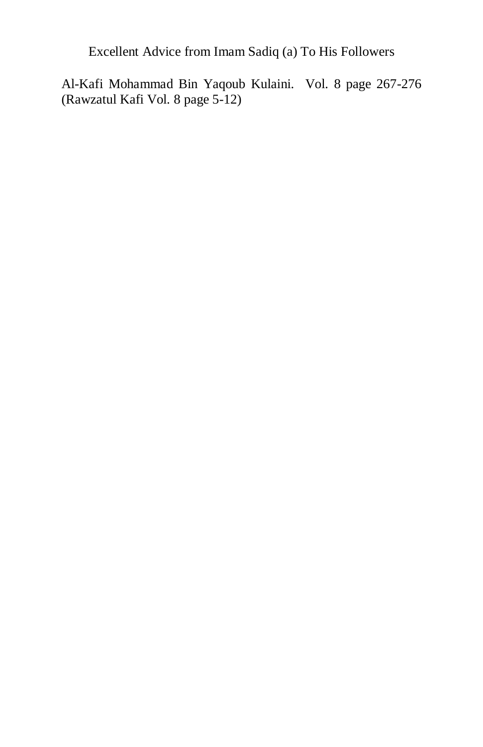Excellent Advice from Imam Sadiq (a) To His Followers

Al-Kafi Mohammad Bin Yaqoub Kulaini. Vol. 8 page 267-276 (Rawzatul Kafi Vol. 8 page 5-12)